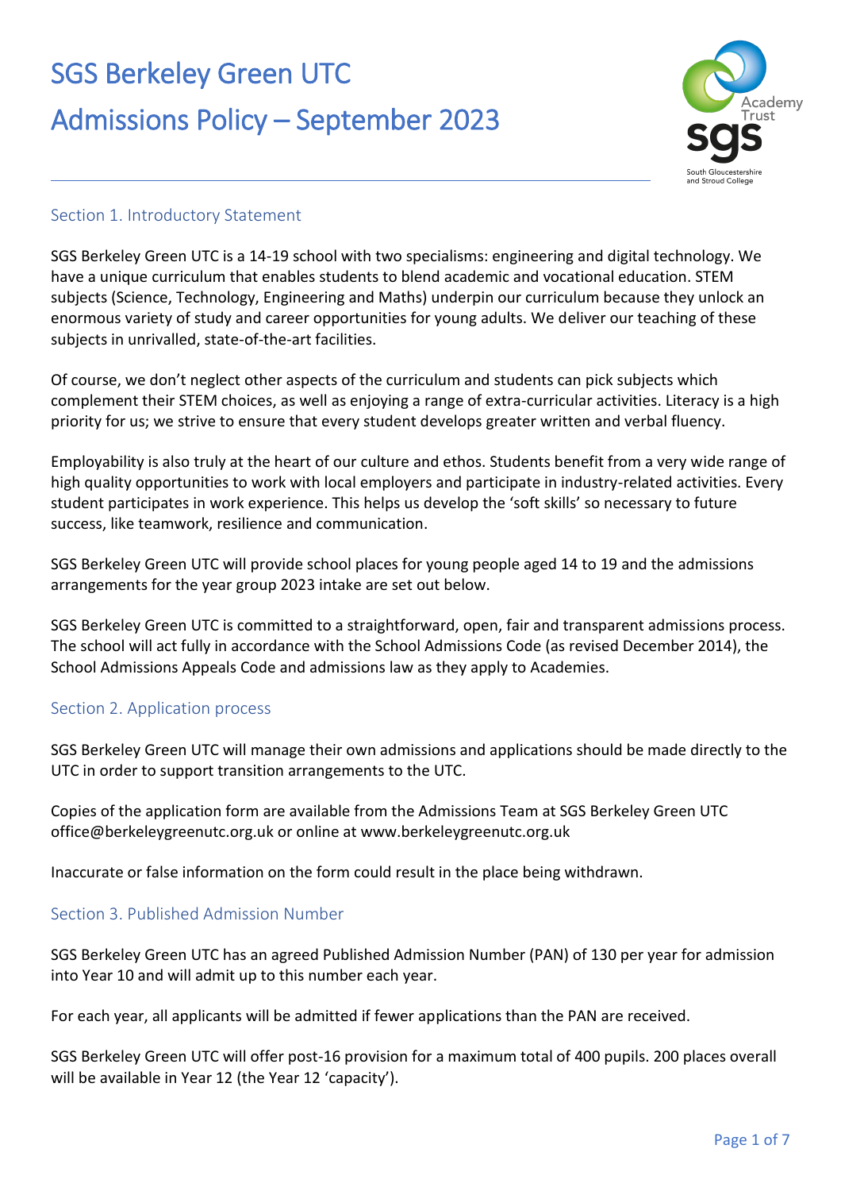# SGS Berkeley Green UTC

# Admissions Policy – September 2023

## Section 1. Introductory Statement

SGS Berkeley Green UTC is a 14-19 school with two specialisms: engineering and digital technology. We have a unique curriculum that enables students to blend academic and vocational education. STEM subjects (Science, Technology, Engineering and Maths) underpin our curriculum because they unlock an enormous variety of study and career opportunities for young adults. We deliver our teaching of these subjects in unrivalled, state-of-the-art facilities.

Of course, we don't neglect other aspects of the curriculum and students can pick subjects which complement their STEM choices, as well as enjoying a range of extra-curricular activities. Literacy is a high priority for us; we strive to ensure that every student develops greater written and verbal fluency.

Employability is also truly at the heart of our culture and ethos. Students benefit from a very wide range of high quality opportunities to work with local employers and participate in industry-related activities. Every student participates in work experience. This helps us develop the 'soft skills' so necessary to future success, like teamwork, resilience and communication.

SGS Berkeley Green UTC will provide school places for young people aged 14 to 19 and the admissions arrangements for the year group 2023 intake are set out below.

SGS Berkeley Green UTC is committed to a straightforward, open, fair and transparent admissions process. The school will act fully in accordance with the School Admissions Code (as revised December 2014), the School Admissions Appeals Code and admissions law as they apply to Academies.

## Section 2. Application process

SGS Berkeley Green UTC will manage their own admissions and applications should be made directly to the UTC in order to support transition arrangements to the UTC.

Copies of the application form are available from the Admissions Team at SGS Berkeley Green UTC office@berkeleygreenutc.org.uk or online at www.berkeleygreenutc.org.uk

Inaccurate or false information on the form could result in the place being withdrawn.

## Section 3. Published Admission Number

SGS Berkeley Green UTC has an agreed Published Admission Number (PAN) of 130 per year for admission into Year 10 and will admit up to this number each year.

For each year, all applicants will be admitted if fewer applications than the PAN are received.

SGS Berkeley Green UTC will offer post-16 provision for a maximum total of 400 pupils. 200 places overall will be available in Year 12 (the Year 12 'capacity').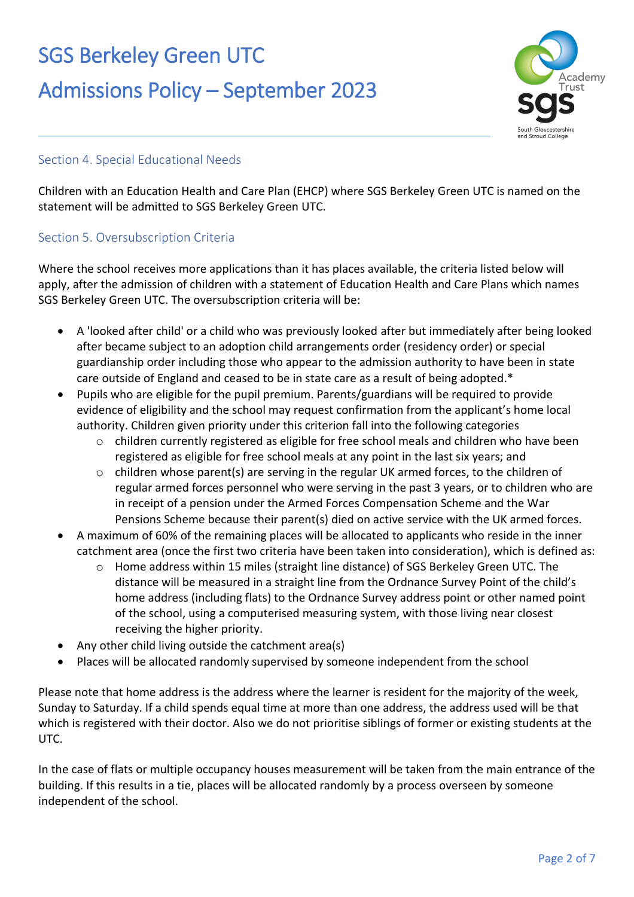## Section 4. Special Educational Needs

Children with an Education Health and Care Plan (EHCP) where SGS Berkeley Green UTC is named on the statement will be admitted to SGS Berkeley Green UTC.

## Section 5. Oversubscription Criteria

Where the school receives more applications than it has places available, the criteria listed below will apply, after the admission of children with a statement of Education Health and Care Plans which names SGS Berkeley Green UTC. The oversubscription criteria will be:

- A 'looked after child' or a child who was previously looked after but immediately after being looked after became subject to an adoption child arrangements order (residency order) or special guardianship order including those who appear to the admission authority to have been in state care outside of England and ceased to be in state care as a result of being adopted.*
- Pupils who are eligible for the pupil premium. Parents/guardians will be required to provide evidence of eligibility and the school may request confirmation from the applicant's home local authority. Children given priority under this criterion fall into the following categories
  - children currently registered as eligible for free school meals and children who have been registered as eligible for free school meals at any point in the last six years; and
  - children whose parent(s) are serving in the regular UK armed forces, to the children of regular armed forces personnel who were serving in the past 3 years, or to children who are in receipt of a pension under the Armed Forces Compensation Scheme and the War Pensions Scheme because their parent(s) died on active service with the UK armed forces.
- A maximum of 60% of the remaining places will be allocated to applicants who reside in the inner catchment area (once the first two criteria have been taken into consideration), which is defined as:
  - Home address within 15 miles (straight line distance) of SGS Berkeley Green UTC. The distance will be measured in a straight line from the Ordnance Survey Point of the child's home address (including flats) to the Ordnance Survey address point or other named point of the school, using a computerised measuring system, with those living near closest receiving the higher priority.
- Any other child living outside the catchment area(s)
- Places will be allocated randomly supervised by someone independent from the school

Please note that home address is the address where the learner is resident for the majority of the week, Sunday to Saturday. If a child spends equal time at more than one address, the address used will be that which is registered with their doctor. Also we do not prioritise siblings of former or existing students at the UTC.

In the case of flats or multiple occupancy houses measurement will be taken from the main entrance of the building. If this results in a tie, places will be allocated randomly by a process overseen by someone independent of the school.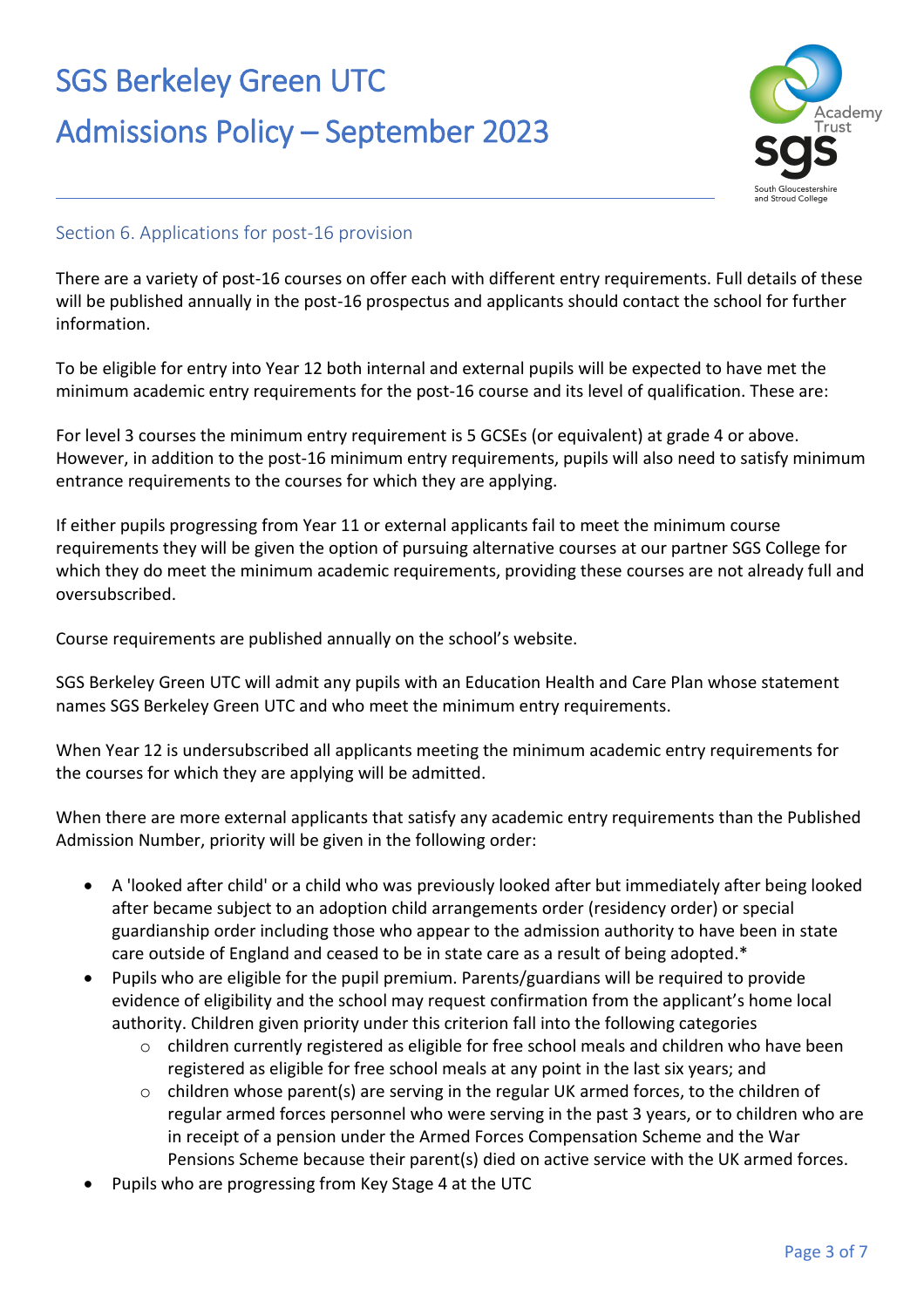## Section 6. Applications for post-16 provision

There are a variety of post-16 courses on offer each with different entry requirements. Full details of these will be published annually in the post-16 prospectus and applicants should contact the school for further information.

To be eligible for entry into Year 12 both internal and external pupils will be expected to have met the minimum academic entry requirements for the post-16 course and its level of qualification. These are:

For level 3 courses the minimum entry requirement is 5 GCSEs (or equivalent) at grade 4 or above. However, in addition to the post-16 minimum entry requirements, pupils will also need to satisfy minimum entrance requirements to the courses for which they are applying.

If either pupils progressing from Year 11 or external applicants fail to meet the minimum course requirements they will be given the option of pursuing alternative courses at our partner SGS College for which they do meet the minimum academic requirements, providing these courses are not already full and oversubscribed.

Course requirements are published annually on the school's website.

SGS Berkeley Green UTC will admit any pupils with an Education Health and Care Plan whose statement names SGS Berkeley Green UTC and who meet the minimum entry requirements.

When Year 12 is undersubscribed all applicants meeting the minimum academic entry requirements for the courses for which they are applying will be admitted.

When there are more external applicants that satisfy any academic entry requirements than the Published Admission Number, priority will be given in the following order:

- A 'looked after child' or a child who was previously looked after but immediately after being looked after became subject to an adoption child arrangements order (residency order) or special guardianship order including those who appear to the admission authority to have been in state care outside of England and ceased to be in state care as a result of being adopted.*
- Pupils who are eligible for the pupil premium. Parents/guardians will be required to provide evidence of eligibility and the school may request confirmation from the applicant's home local authority. Children given priority under this criterion fall into the following categories
  - children currently registered as eligible for free school meals and children who have been registered as eligible for free school meals at any point in the last six years; and
  - children whose parent(s) are serving in the regular UK armed forces, to the children of regular armed forces personnel who were serving in the past 3 years, or to children who are in receipt of a pension under the Armed Forces Compensation Scheme and the War Pensions Scheme because their parent(s) died on active service with the UK armed forces.
- Pupils who are progressing from Key Stage 4 at the UTC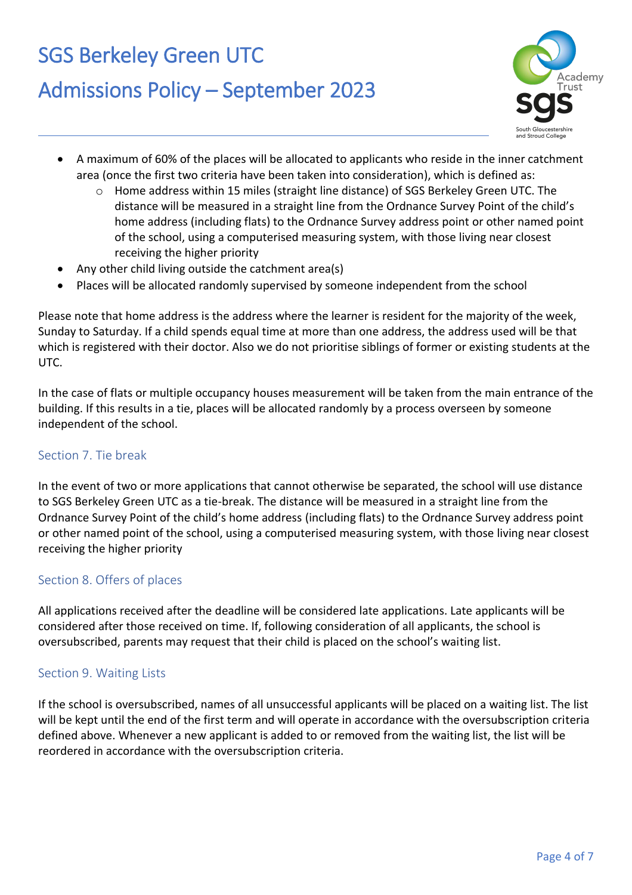- A maximum of 60% of the places will be allocated to applicants who reside in the inner catchment area (once the first two criteria have been taken into consideration), which is defined as:
    - Home address within 15 miles (straight line distance) of SGS Berkeley Green UTC. The distance will be measured in a straight line from the Ordnance Survey Point of the child's home address (including flats) to the Ordnance Survey address point or other named point of the school, using a computerised measuring system, with those living near closest receiving the higher priority
- Any other child living outside the catchment area(s)
- Places will be allocated randomly supervised by someone independent from the school

Please note that home address is the address where the learner is resident for the majority of the week, Sunday to Saturday. If a child spends equal time at more than one address, the address used will be that which is registered with their doctor. Also we do not prioritise siblings of former or existing students at the UTC.

In the case of flats or multiple occupancy houses measurement will be taken from the main entrance of the building. If this results in a tie, places will be allocated randomly by a process overseen by someone independent of the school.

## Section 7. Tie break

In the event of two or more applications that cannot otherwise be separated, the school will use distance to SGS Berkeley Green UTC as a tie-break. The distance will be measured in a straight line from the Ordnance Survey Point of the child's home address (including flats) to the Ordnance Survey address point or other named point of the school, using a computerised measuring system, with those living near closest receiving the higher priority

## Section 8. Offers of places

All applications received after the deadline will be considered late applications. Late applicants will be considered after those received on time. If, following consideration of all applicants, the school is oversubscribed, parents may request that their child is placed on the school's waiting list.

## Section 9. Waiting Lists

If the school is oversubscribed, names of all unsuccessful applicants will be placed on a waiting list. The list will be kept until the end of the first term and will operate in accordance with the oversubscription criteria defined above. Whenever a new applicant is added to or removed from the waiting list, the list will be reordered in accordance with the oversubscription criteria.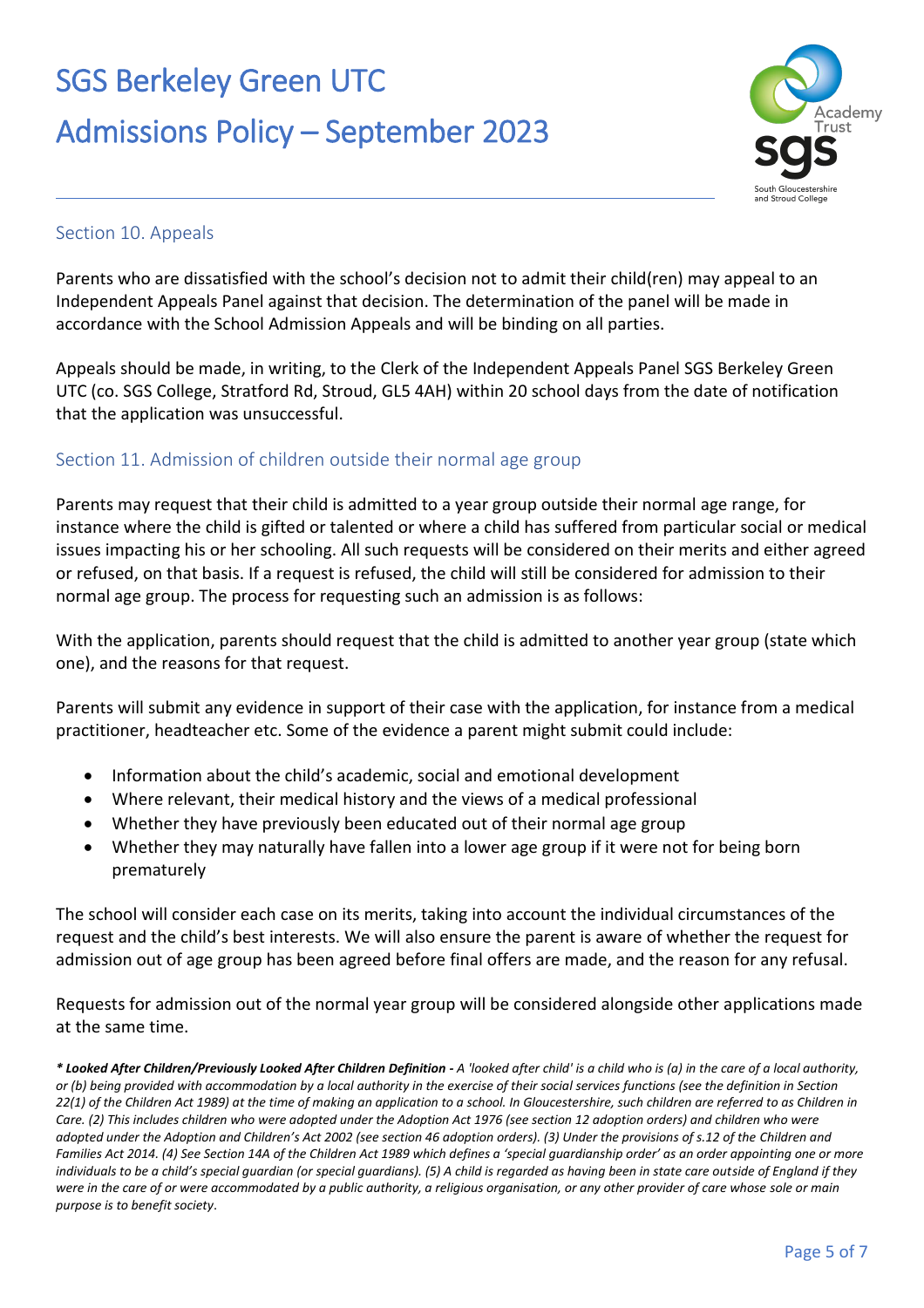## Section 10. Appeals

Parents who are dissatisfied with the school's decision not to admit their child(ren) may appeal to an Independent Appeals Panel against that decision. The determination of the panel will be made in accordance with the School Admission Appeals and will be binding on all parties.

Appeals should be made, in writing, to the Clerk of the Independent Appeals Panel SGS Berkeley Green UTC (co. SGS College, Stratford Rd, Stroud, GL5 4AH) within 20 school days from the date of notification that the application was unsuccessful.

## Section 11. Admission of children outside their normal age group

Parents may request that their child is admitted to a year group outside their normal age range, for instance where the child is gifted or talented or where a child has suffered from particular social or medical issues impacting his or her schooling. All such requests will be considered on their merits and either agreed or refused, on that basis. If a request is refused, the child will still be considered for admission to their normal age group. The process for requesting such an admission is as follows:

With the application, parents should request that the child is admitted to another year group (state which one), and the reasons for that request.

Parents will submit any evidence in support of their case with the application, for instance from a medical practitioner, headteacher etc. Some of the evidence a parent might submit could include:

- Information about the child's academic, social and emotional development
- Where relevant, their medical history and the views of a medical professional
- Whether they have previously been educated out of their normal age group
- Whether they may naturally have fallen into a lower age group if it were not for being born prematurely

The school will consider each case on its merits, taking into account the individual circumstances of the request and the child's best interests. We will also ensure the parent is aware of whether the request for admission out of age group has been agreed before final offers are made, and the reason for any refusal.

Requests for admission out of the normal year group will be considered alongside other applications made at the same time.

***\* Looked After Children/Previously Looked After Children Definition -*** *A 'looked after child' is a child who is (a) in the care of a local authority, or (b) being provided with accommodation by a local authority in the exercise of their social services functions (see the definition in Section 22(1) of the Children Act 1989) at the time of making an application to a school. In Gloucestershire, such children are referred to as Children in Care. (2) This includes children who were adopted under the Adoption Act 1976 (see section 12 adoption orders) and children who were adopted under the Adoption and Children's Act 2002 (see section 46 adoption orders). (3) Under the provisions of s.12 of the Children and Families Act 2014. (4) See Section 14A of the Children Act 1989 which defines a 'special guardianship order' as an order appointing one or more individuals to be a child's special guardian (or special guardians). (5) A child is regarded as having been in state care outside of England if they were in the care of or were accommodated by a public authority, a religious organisation, or any other provider of care whose sole or main purpose is to benefit society.*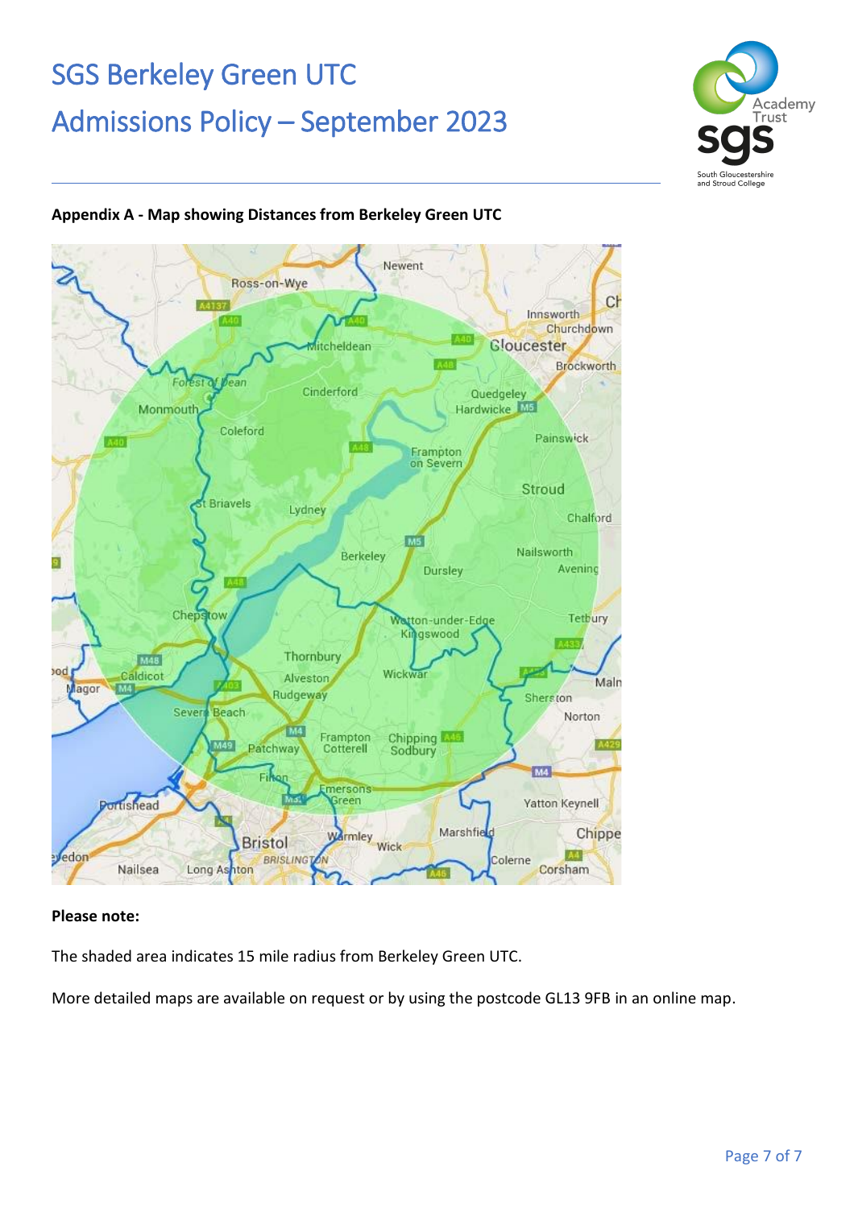## Appendix A - Map showing Distances from Berkeley Green UTC

**Please note:**

The shaded area indicates 15 mile radius from Berkeley Green UTC.

More detailed maps are available on request or by using the postcode GL13 9FB in an online map.